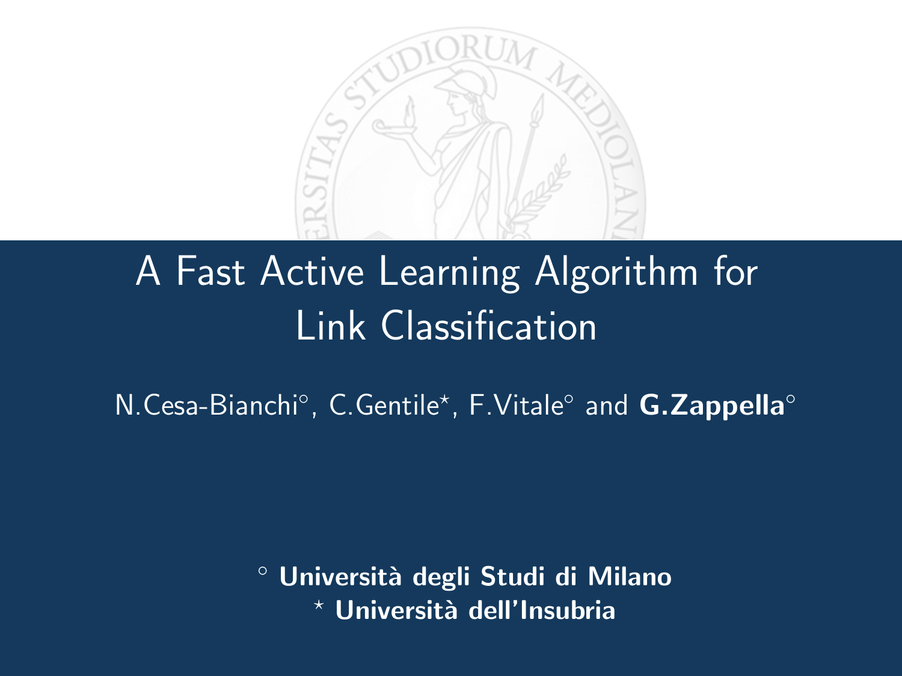# A Fast Active Learning Algorithm for Link Classification

N.Cesa-Bianchi[°], C.Gentile[⋆], F.Vitale[°] and **G.Zappella**[°]

[°] **Università degli Studi di Milano**
[⋆] **Università dell'Insubria**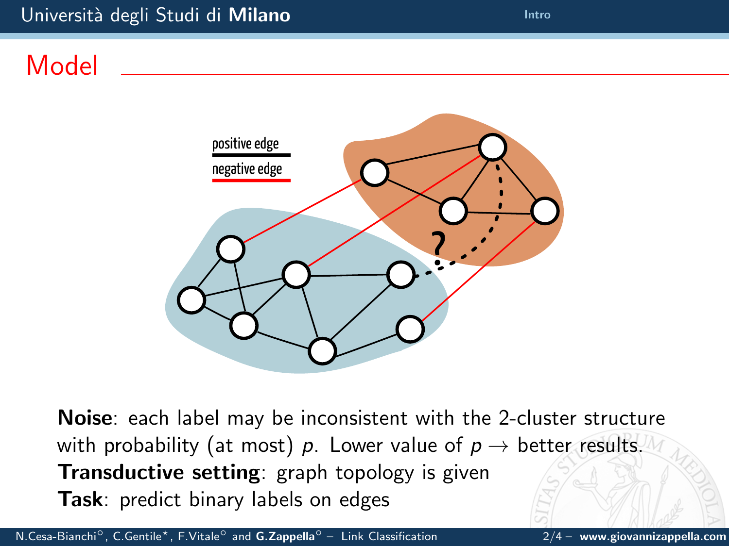## Model

positive edge

negative edge

?

**Noise**: each label may be inconsistent with the 2-cluster structure with probability (at most) $p$. Lower value of $p \to$ better results.

**Transductive setting**: graph topology is given

**Task**: predict binary labels on edges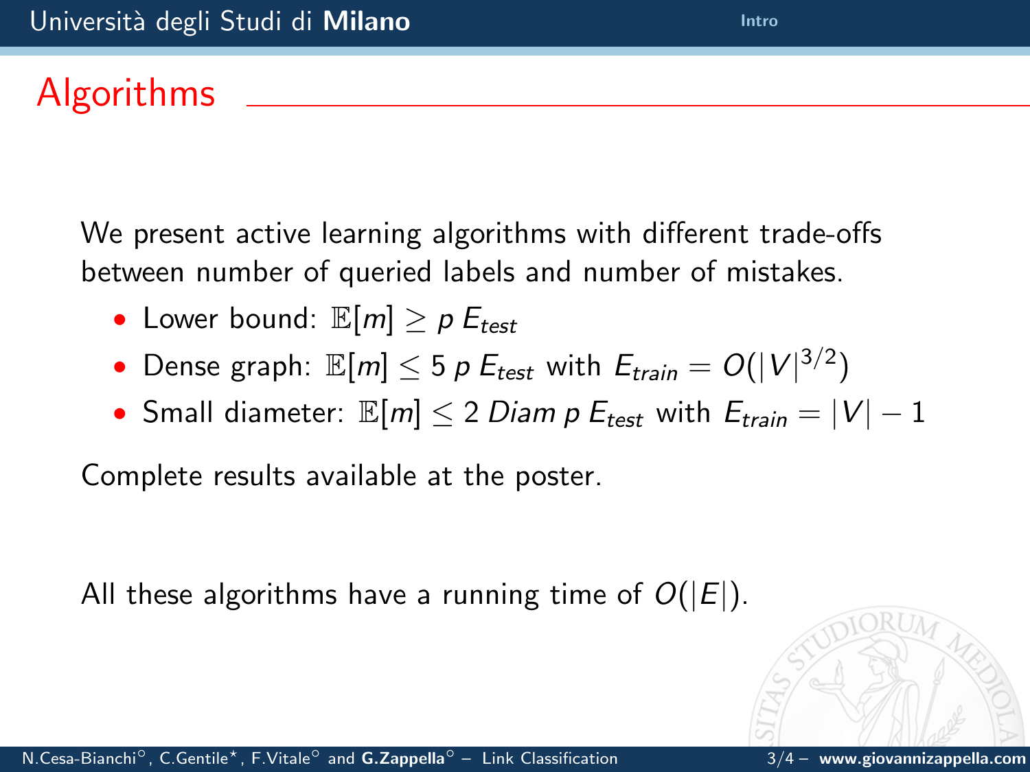# Algorithms

We present active learning algorithms with different trade-offs between number of queried labels and number of mistakes.

- Lower bound: $\mathbb{E}[m] \geq p\, E_{test}$
- Dense graph: $\mathbb{E}[m] \leq 5\, p\, E_{test}$ with $E_{train} = O(|V|^{3/2})$
- Small diameter: $\mathbb{E}[m] \leq 2\, Diam\, p\, E_{test}$ with $E_{train} = |V| - 1$

Complete results available at the poster.

All these algorithms have a running time of $O(|E|)$.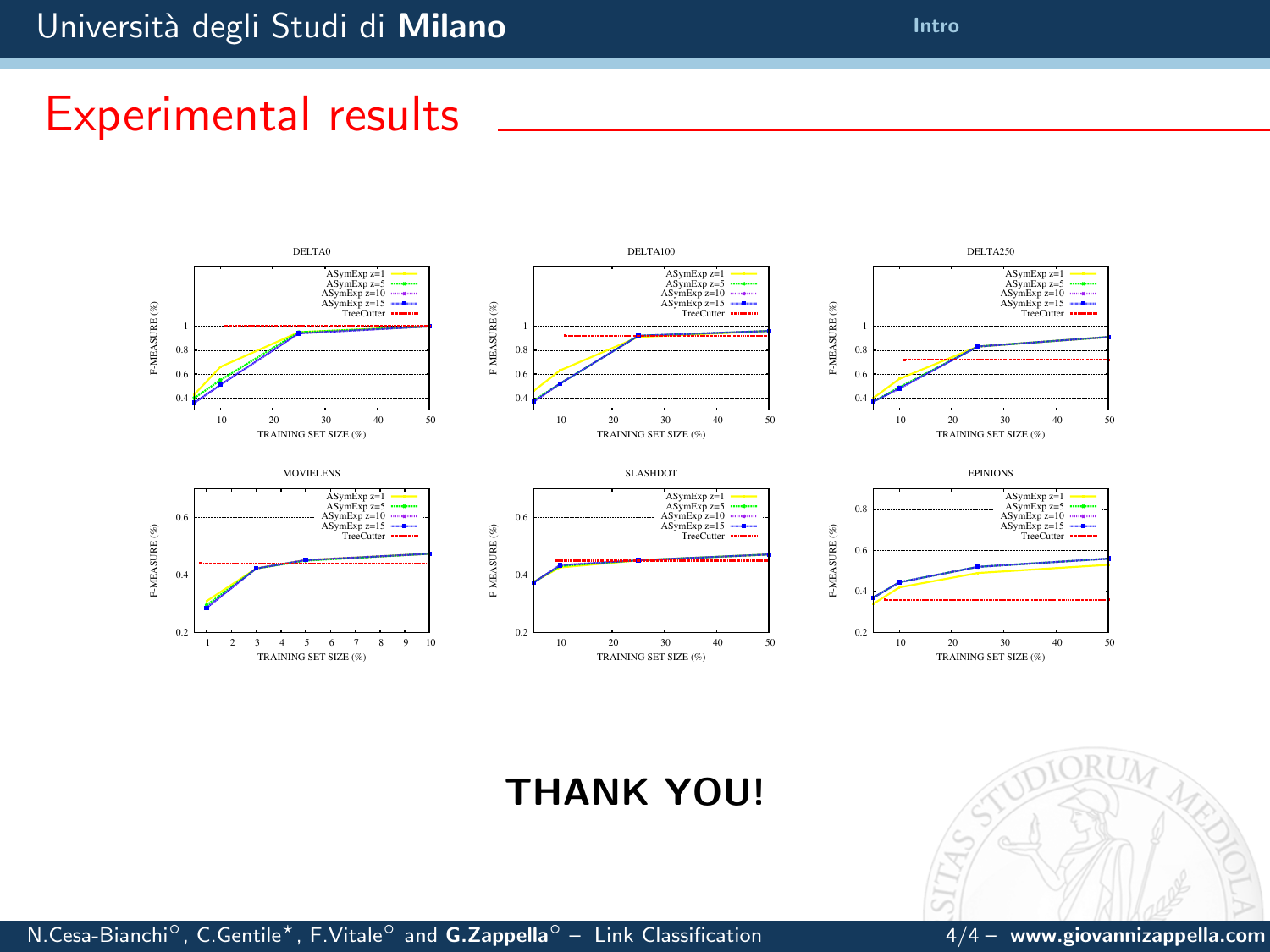# Experimental results

DELTA0

F-MEASURE (%)

TRAINING SET SIZE (%)

ASymExp z=1
ASymExp z=5
ASymExp z=10
ASymExp z=15
TreeCutter

0.4 0.6 0.8 1

10 20 30 40 50

DELTA100

F-MEASURE (%)

TRAINING SET SIZE (%)

ASymExp z=1
ASymExp z=5
ASymExp z=10
ASymExp z=15
TreeCutter

0.4 0.6 0.8 1

10 20 30 40 50

DELTA250

F-MEASURE (%)

TRAINING SET SIZE (%)

ASymExp z=1
ASymExp z=5
ASymExp z=10
ASymExp z=15
TreeCutter

0.4 0.6 0.8 1

10 20 30 40 50

MOVIELENS

F-MEASURE (%)

TRAINING SET SIZE (%)

ASymExp z=1
ASymExp z=5
ASymExp z=10
ASymExp z=15
TreeCutter

0.2 0.4 0.6

1 2 3 4 5 6 7 8 9 10

SLASHDOT

F-MEASURE (%)

TRAINING SET SIZE (%)

ASymExp z=1
ASymExp z=5
ASymExp z=10
ASymExp z=15
TreeCutter

0.2 0.4 0.6

10 20 30 40 50

EPINIONS

F-MEASURE (%)

TRAINING SET SIZE (%)

ASymExp z=1
ASymExp z=5
ASymExp z=10
ASymExp z=15
TreeCutter

0.2 0.4 0.6 0.8

10 20 30 40 50

**THANK YOU!**